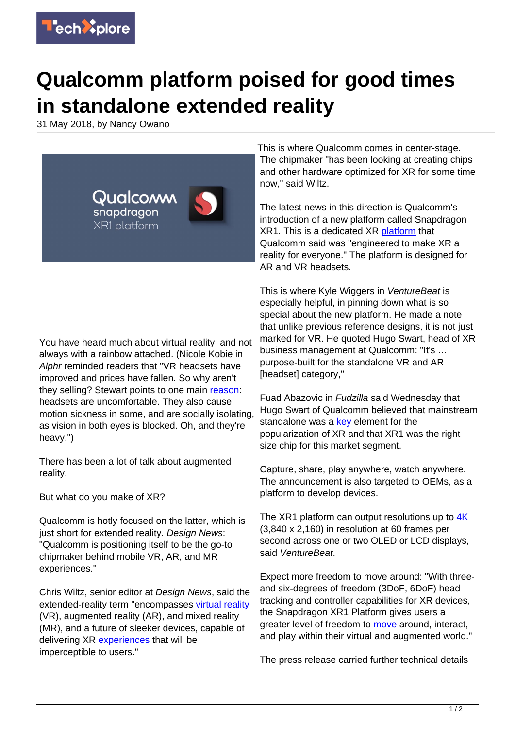# Qualcomm platform poised for good times in standalone extended reality

31 May 2018, by Nancy Owano

You have heard much about virtual reality, and not always with a rainbow attached. (Nicole Kobie in *Alphr* reminded readers that "VR headsets have improved and prices have fallen. So why aren't they selling? Stewart points to one main reason: headsets are uncomfortable. They also cause motion sickness in some, and are socially isolating, as vision in both eyes is blocked. Oh, and they're heavy.")

There has been a lot of talk about augmented reality.

But what do you make of XR?

Qualcomm is hotly focused on the latter, which is just short for extended reality. *Design News*: "Qualcomm is positioning itself to be the go-to chipmaker behind mobile VR, AR, and MR experiences."

Chris Wiltz, senior editor at *Design News*, said the extended-reality term "encompasses virtual reality (VR), augmented reality (AR), and mixed reality (MR), and a future of sleeker devices, capable of delivering XR experiences that will be imperceptible to users."

This is where Qualcomm comes in center-stage. The chipmaker "has been looking at creating chips and other hardware optimized for XR for some time now," said Wiltz.

The latest news in this direction is Qualcomm's introduction of a new platform called Snapdragon XR1. This is a dedicated XR platform that Qualcomm said was "engineered to make XR a reality for everyone." The platform is designed for AR and VR headsets.

This is where Kyle Wiggers in *VentureBeat* is especially helpful, in pinning down what is so special about the new platform. He made a note that unlike previous reference designs, it is not just marked for VR. He quoted Hugo Swart, head of XR business management at Qualcomm: "It's … purpose-built for the standalone VR and AR [headset] category,"

Fuad Abazovic in *Fudzilla* said Wednesday that Hugo Swart of Qualcomm believed that mainstream standalone was a key element for the popularization of XR and that XR1 was the right size chip for this market segment.

Capture, share, play anywhere, watch anywhere. The announcement is also targeted to OEMs, as a platform to develop devices.

The XR1 platform can output resolutions up to 4K (3,840 x 2,160) in resolution at 60 frames per second across one or two OLED or LCD displays, said *VentureBeat*.

Expect more freedom to move around: "With three- and six-degrees of freedom (3DoF, 6DoF) head tracking and controller capabilities for XR devices, the Snapdragon XR1 Platform gives users a greater level of freedom to move around, interact, and play within their virtual and augmented world."

The press release carried further technical details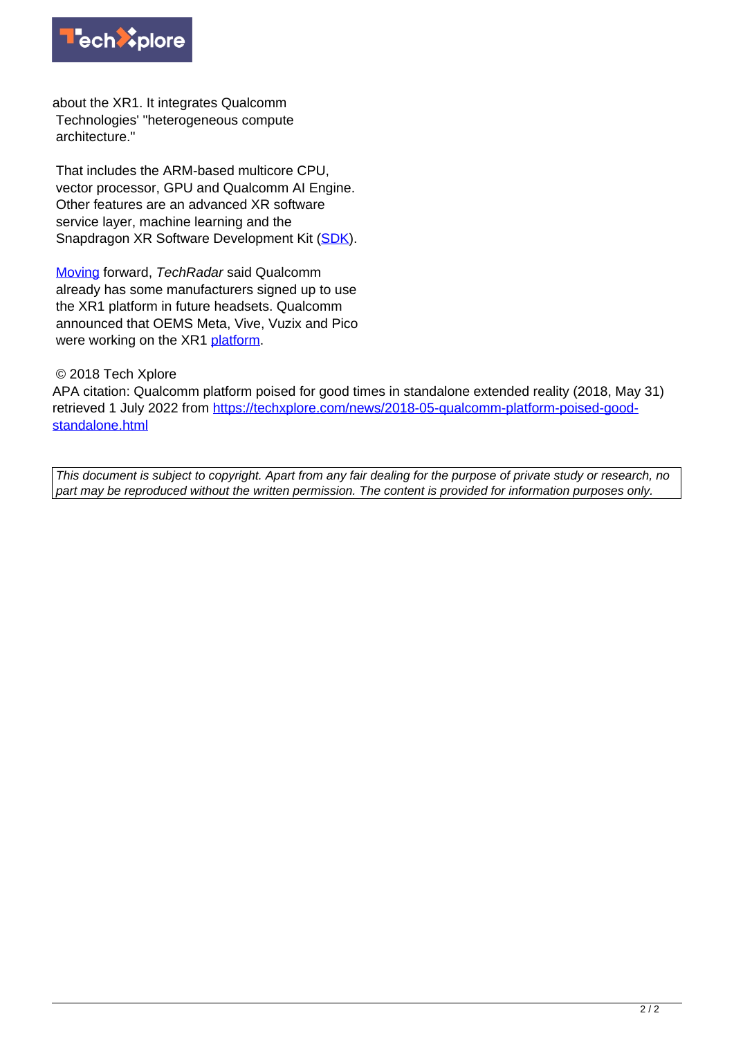about the XR1. It integrates Qualcomm Technologies' "heterogeneous compute architecture."

That includes the ARM-based multicore CPU, vector processor, GPU and Qualcomm AI Engine. Other features are an advanced XR software service layer, machine learning and the Snapdragon XR Software Development Kit (SDK).

Moving forward, *TechRadar* said Qualcomm already has some manufacturers signed up to use the XR1 platform in future headsets. Qualcomm announced that OEMS Meta, Vive, Vuzix and Pico were working on the XR1 platform.

© 2018 Tech Xplore

APA citation: Qualcomm platform poised for good times in standalone extended reality (2018, May 31) retrieved 1 July 2022 from https://techxplore.com/news/2018-05-qualcomm-platform-poised-good-standalone.html

*This document is subject to copyright. Apart from any fair dealing for the purpose of private study or research, no part may be reproduced without the written permission. The content is provided for information purposes only.*